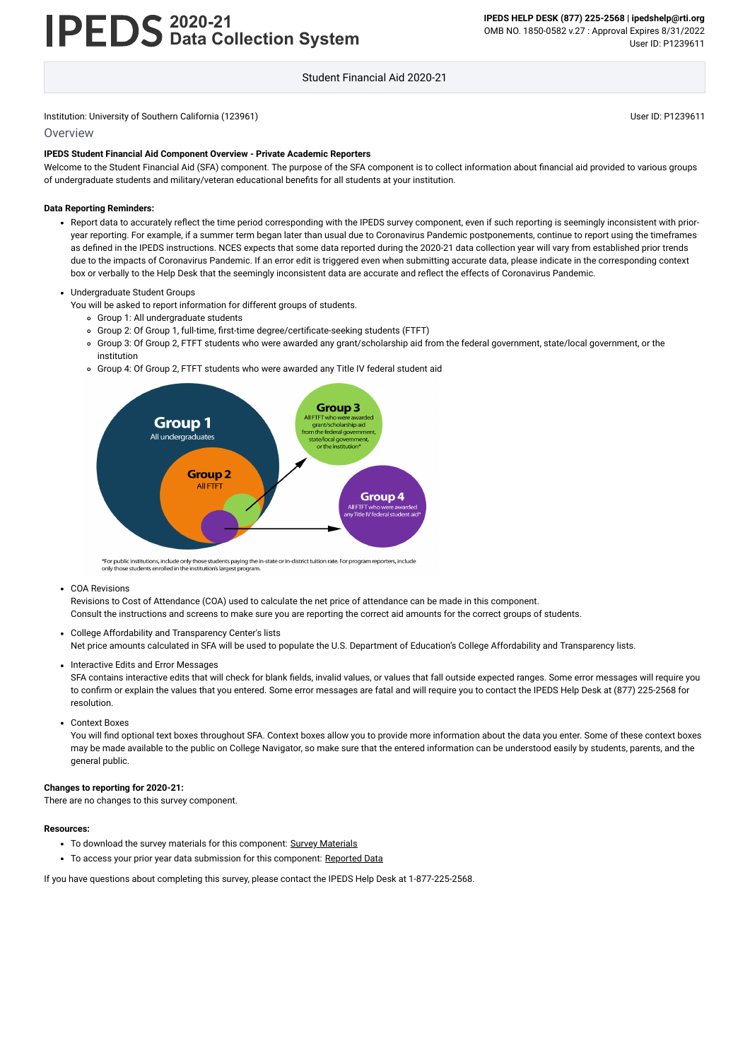Institution: University of Southern California (123961)

User ID: P1239611

## Overview

**IPEDS Student Financial Aid Component Overview - Private Academic Reporters**

Welcome to the Student Financial Aid (SFA) component. The purpose of the SFA component is to collect information about financial aid provided to various groups of undergraduate students and military/veteran educational benefits for all students at your institution.

**Data Reporting Reminders:**

- Report data to accurately reflect the time period corresponding with the IPEDS survey component, even if such reporting is seemingly inconsistent with prior-year reporting. For example, if a summer term began later than usual due to Coronavirus Pandemic postponements, continue to report using the timeframes as defined in the IPEDS instructions. NCES expects that some data reported during the 2020-21 data collection year will vary from established prior trends due to the impacts of Coronavirus Pandemic. If an error edit is triggered even when submitting accurate data, please indicate in the corresponding context box or verbally to the Help Desk that the seemingly inconsistent data are accurate and reflect the effects of Coronavirus Pandemic.
- Undergraduate Student Groups
  You will be asked to report information for different groups of students.
  - Group 1: All undergraduate students
  - Group 2: Of Group 1, full-time, first-time degree/certificate-seeking students (FTFT)
  - Group 3: Of Group 2, FTFT students who were awarded any grant/scholarship aid from the federal government, state/local government, or the institution
  - Group 4: Of Group 2, FTFT students who were awarded any Title IV federal student aid

Group 1 All undergraduates; Group 2 All FTFT; Group 3 All FTFT who were awarded grant/scholarship aid from the federal government, state/local government, or the institution*; Group 4 All FTFT who were awarded any Title IV federal student aid*

*For public institutions, include only those students paying the in-state or in-district tuition rate. For program reporters, include only those students enrolled in the institution's largest program.

- COA Revisions
  Revisions to Cost of Attendance (COA) used to calculate the net price of attendance can be made in this component.
  Consult the instructions and screens to make sure you are reporting the correct aid amounts for the correct groups of students.
- College Affordability and Transparency Center's lists
  Net price amounts calculated in SFA will be used to populate the U.S. Department of Education's College Affordability and Transparency lists.
- Interactive Edits and Error Messages
  SFA contains interactive edits that will check for blank fields, invalid values, or values that fall outside expected ranges. Some error messages will require you to confirm or explain the values that you entered. Some error messages are fatal and will require you to contact the IPEDS Help Desk at (877) 225-2568 for resolution.
- Context Boxes
  You will find optional text boxes throughout SFA. Context boxes allow you to provide more information about the data you enter. Some of these context boxes may be made available to the public on College Navigator, so make sure that the entered information can be understood easily by students, parents, and the general public.

**Changes to reporting for 2020-21:**

There are no changes to this survey component.

**Resources:**

- To download the survey materials for this component: Survey Materials
- To access your prior year data submission for this component: Reported Data

If you have questions about completing this survey, please contact the IPEDS Help Desk at 1-877-225-2568.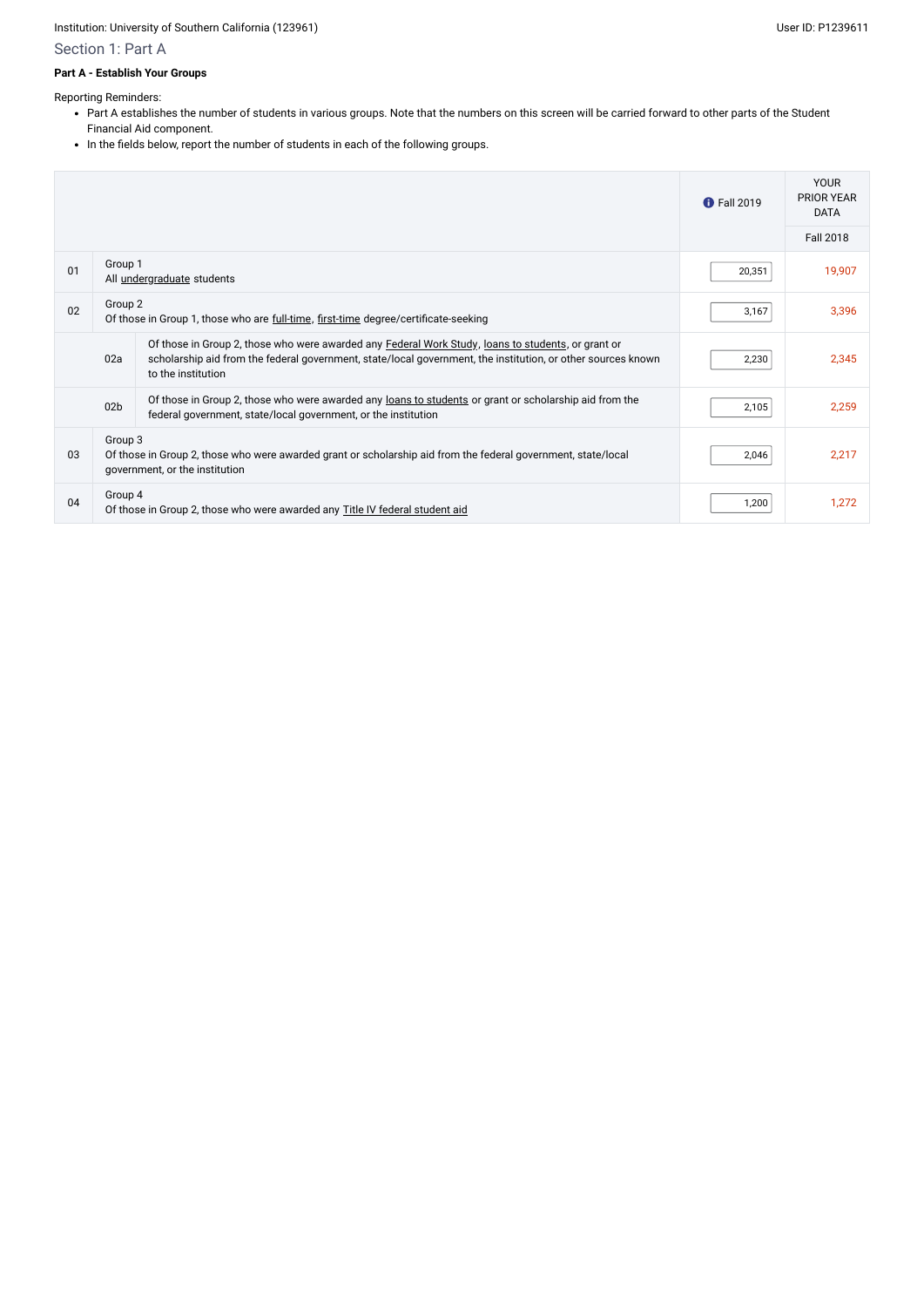Institution: University of Southern California (123961)

User ID: P1239611

## Section 1: Part A

**Part A - Establish Your Groups**

Reporting Reminders:

- Part A establishes the number of students in various groups. Note that the numbers on this screen will be carried forward to other parts of the Student Financial Aid component.
- In the fields below, report the number of students in each of the following groups.

| | | | Fall 2019 | YOUR PRIOR YEAR DATA Fall 2018 |
|---|---|---|---|---|
| 01 | Group 1<br>All undergraduate students | | 20,351 | 19,907 |
| 02 | Group 2<br>Of those in Group 1, those who are full-time, first-time degree/certificate-seeking | | 3,167 | 3,396 |
| | 02a | Of those in Group 2, those who were awarded any Federal Work Study, loans to students, or grant or scholarship aid from the federal government, state/local government, the institution, or other sources known to the institution | 2,230 | 2,345 |
| | 02b | Of those in Group 2, those who were awarded any loans to students or grant or scholarship aid from the federal government, state/local government, or the institution | 2,105 | 2,259 |
| 03 | Group 3<br>Of those in Group 2, those who were awarded grant or scholarship aid from the federal government, state/local government, or the institution | | 2,046 | 2,217 |
| 04 | Group 4<br>Of those in Group 2, those who were awarded any Title IV federal student aid | | 1,200 | 1,272 |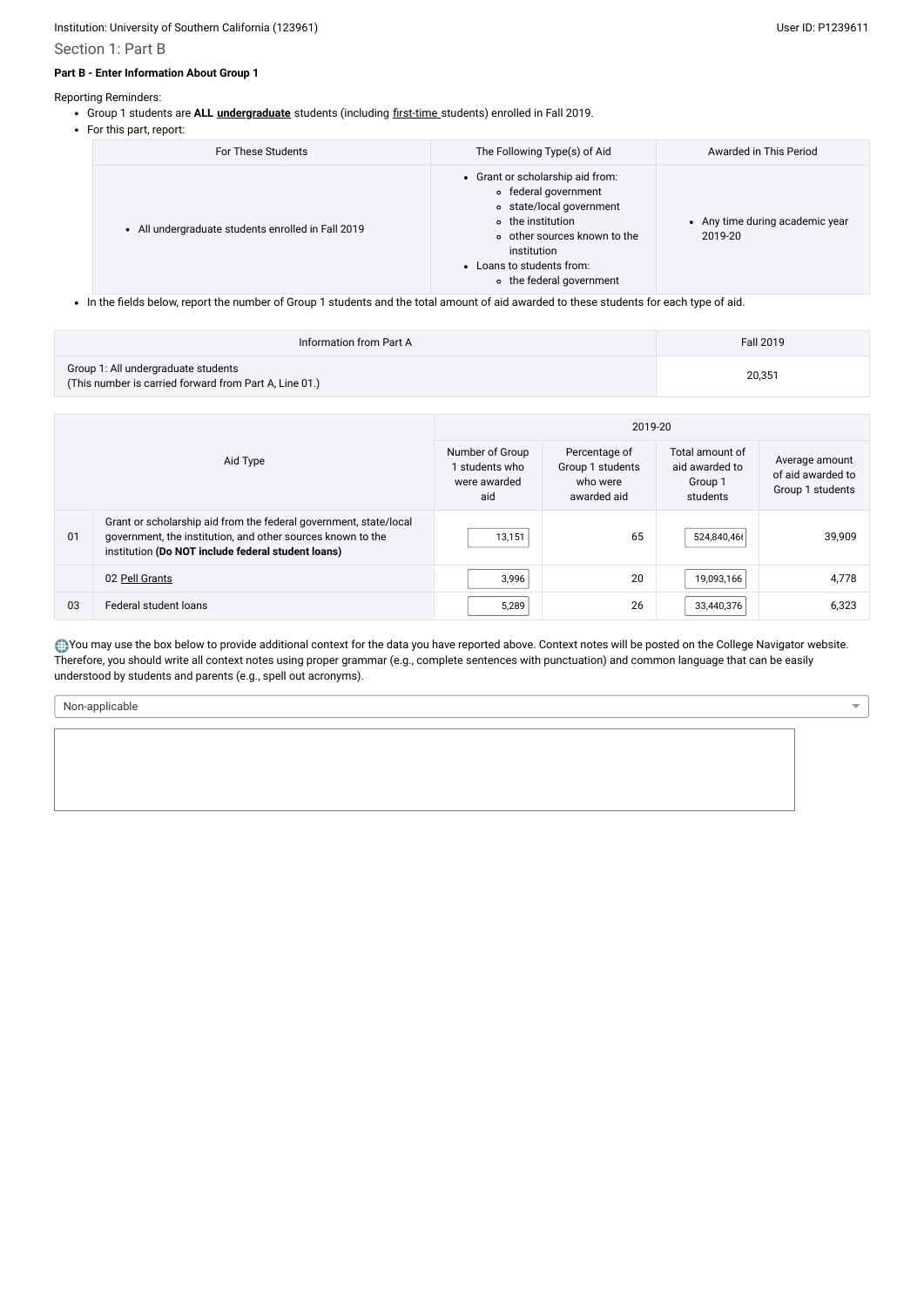Institution: University of Southern California (123961)

User ID: P1239611

## Section 1: Part B

**Part B - Enter Information About Group 1**

Reporting Reminders:

- Group 1 students are **ALL undergraduate** students (including first-time students) enrolled in Fall 2019.
- For this part, report:

| For These Students | The Following Type(s) of Aid | Awarded in This Period |
|---|---|---|
| • All undergraduate students enrolled in Fall 2019 | • Grant or scholarship aid from: ◦ federal government ◦ state/local government ◦ the institution ◦ other sources known to the institution • Loans to students from: ◦ the federal government | • Any time during academic year 2019-20 |

- In the fields below, report the number of Group 1 students and the total amount of aid awarded to these students for each type of aid.

| Information from Part A | Fall 2019 |
|---|---|
| Group 1: All undergraduate students (This number is carried forward from Part A, Line 01.) | 20,351 |

| | Aid Type | 2019-20 | | | |
|---|---|---|---|---|---|
| | | Number of Group 1 students who were awarded aid | Percentage of Group 1 students who were awarded aid | Total amount of aid awarded to Group 1 students | Average amount of aid awarded to Group 1 students |
| 01 | Grant or scholarship aid from the federal government, state/local government, the institution, and other sources known to the institution **(Do NOT include federal student loans)** | 13,151 | 65 | 524,840,46( | 39,909 |
| | 02 Pell Grants | 3,996 | 20 | 19,093,166 | 4,778 |
| 03 | Federal student loans | 5,289 | 26 | 33,440,376 | 6,323 |

You may use the box below to provide additional context for the data you have reported above. Context notes will be posted on the College Navigator website. Therefore, you should write all context notes using proper grammar (e.g., complete sentences with punctuation) and common language that can be easily understood by students and parents (e.g., spell out acronyms).

Non-applicable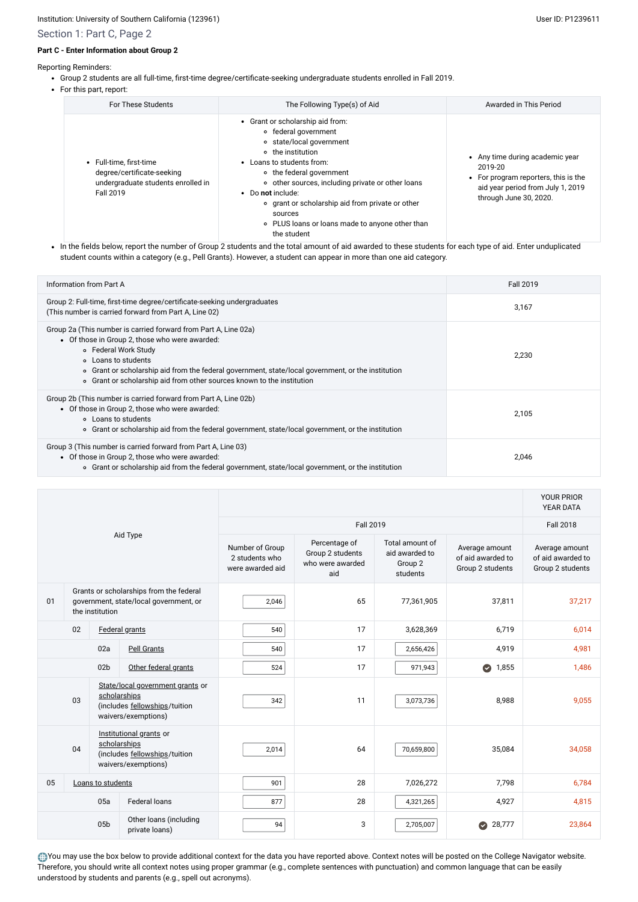Institution: University of Southern California (123961) | User ID: P1239611

## Section 1: Part C, Page 2

**Part C - Enter Information about Group 2**

Reporting Reminders:

- Group 2 students are all full-time, first-time degree/certificate-seeking undergraduate students enrolled in Fall 2019.
- For this part, report:

| For These Students | The Following Type(s) of Aid | Awarded in This Period |
|---|---|---|
| • Full-time, first-time degree/certificate-seeking undergraduate students enrolled in Fall 2019 | • Grant or scholarship aid from: ◦ federal government ◦ state/local government ◦ the institution • Loans to students from: ◦ the federal government ◦ other sources, including private or other loans • Do **not** include: ◦ grant or scholarship aid from private or other sources ◦ PLUS loans or loans made to anyone other than the student | • Any time during academic year 2019-20 • For program reporters, this is the aid year period from July 1, 2019 through June 30, 2020. |

- In the fields below, report the number of Group 2 students and the total amount of aid awarded to these students for each type of aid. Enter unduplicated student counts within a category (e.g., Pell Grants). However, a student can appear in more than one aid category.

| Information from Part A | Fall 2019 |
|---|---|
| Group 2: Full-time, first-time degree/certificate-seeking undergraduates (This number is carried forward from Part A, Line 02) | 3,167 |
| Group 2a (This number is carried forward from Part A, Line 02a) • Of those in Group 2, those who were awarded: ◦ Federal Work Study ◦ Loans to students ◦ Grant or scholarship aid from the federal government, state/local government, or the institution ◦ Grant or scholarship aid from other sources known to the institution | 2,230 |
| Group 2b (This number is carried forward from Part A, Line 02b) • Of those in Group 2, those who were awarded: ◦ Loans to students ◦ Grant or scholarship aid from the federal government, state/local government, or the institution | 2,105 |
| Group 3 (This number is carried forward from Part A, Line 03) • Of those in Group 2, those who were awarded: ◦ Grant or scholarship aid from the federal government, state/local government, or the institution | 2,046 |

| | Aid Type | Fall 2019 | | | | YOUR PRIOR YEAR DATA Fall 2018 |
|---|---|---|---|---|---|---|
| | | Number of Group 2 students who were awarded aid | Percentage of Group 2 students who were awarded aid | Total amount of aid awarded to Group 2 students | Average amount of aid awarded to Group 2 students | Average amount of aid awarded to Group 2 students |
| 01 | Grants or scholarships from the federal government, state/local government, or the institution | 2,046 | 65 | 77,361,905 | 37,811 | 37,217 |
| 02 | Federal grants | 540 | 17 | 3,628,369 | 6,719 | 6,014 |
| 02a | Pell Grants | 540 | 17 | 2,656,426 | 4,919 | 4,981 |
| 02b | Other federal grants | 524 | 17 | 971,943 | 1,855 | 1,486 |
| 03 | State/local government grants or scholarships (includes fellowships/tuition waivers/exemptions) | 342 | 11 | 3,073,736 | 8,988 | 9,055 |
| 04 | Institutional grants or scholarships (includes fellowships/tuition waivers/exemptions) | 2,014 | 64 | 70,659,800 | 35,084 | 34,058 |
| 05 | Loans to students | 901 | 28 | 7,026,272 | 7,798 | 6,784 |
| 05a | Federal loans | 877 | 28 | 4,321,265 | 4,927 | 4,815 |
| 05b | Other loans (including private loans) | 94 | 3 | 2,705,007 | 28,777 | 23,864 |

You may use the box below to provide additional context for the data you have reported above. Context notes will be posted on the College Navigator website. Therefore, you should write all context notes using proper grammar (e.g., complete sentences with punctuation) and common language that can be easily understood by students and parents (e.g., spell out acronyms).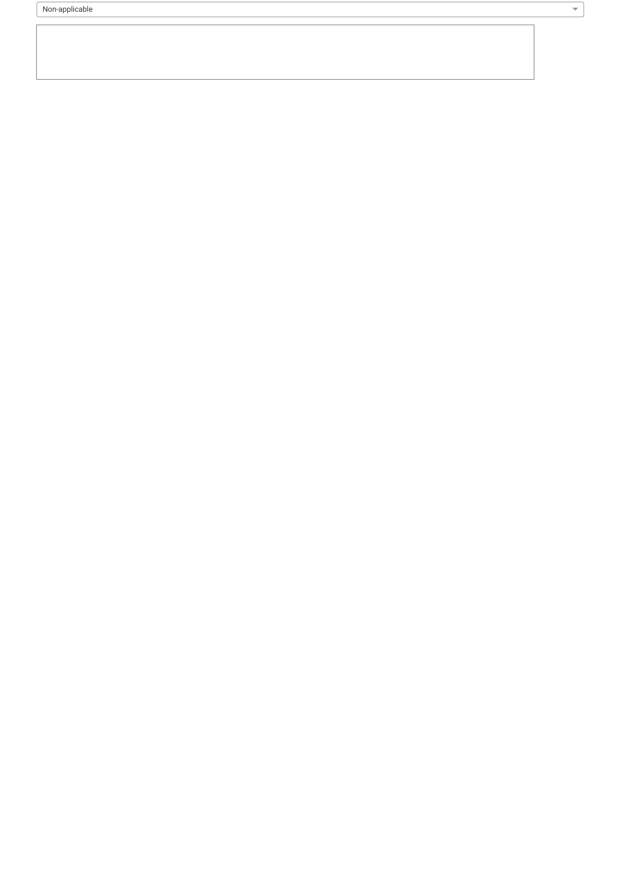Non-applicable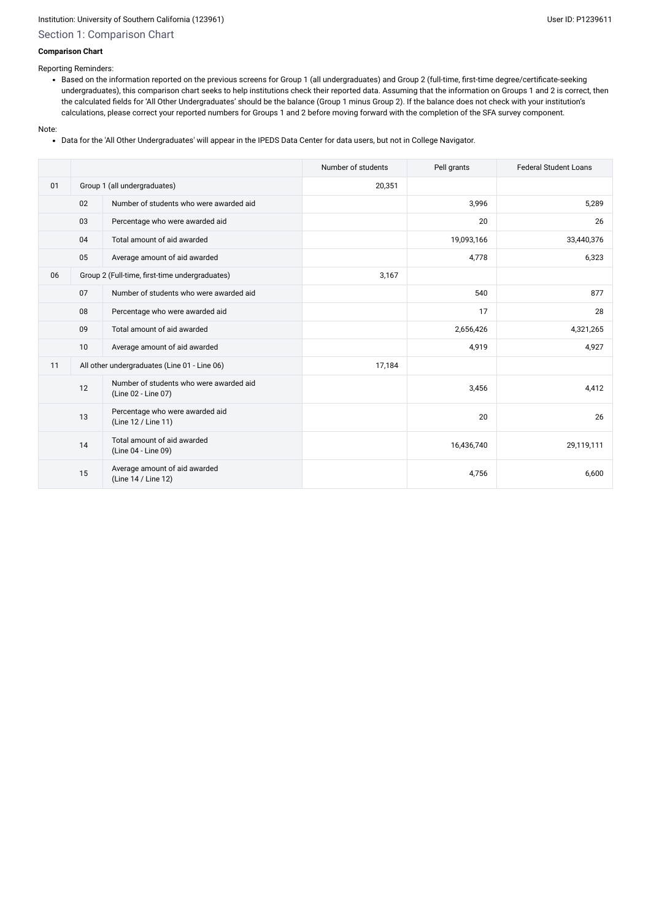Institution: University of Southern California (123961) User ID: P1239611

## Section 1: Comparison Chart

**Comparison Chart**

Reporting Reminders:

- Based on the information reported on the previous screens for Group 1 (all undergraduates) and Group 2 (full-time, first-time degree/certificate-seeking undergraduates), this comparison chart seeks to help institutions check their reported data. Assuming that the information on Groups 1 and 2 is correct, then the calculated fields for 'All Other Undergraduates' should be the balance (Group 1 minus Group 2). If the balance does not check with your institution's calculations, please correct your reported numbers for Groups 1 and 2 before moving forward with the completion of the SFA survey component.

Note:

- Data for the 'All Other Undergraduates' will appear in the IPEDS Data Center for data users, but not in College Navigator.

| | | | Number of students | Pell grants | Federal Student Loans |
|---|---|---|---|---|---|
| 01 | Group 1 (all undergraduates) | | 20,351 | | |
| | 02 | Number of students who were awarded aid | | 3,996 | 5,289 |
| | 03 | Percentage who were awarded aid | | 20 | 26 |
| | 04 | Total amount of aid awarded | | 19,093,166 | 33,440,376 |
| | 05 | Average amount of aid awarded | | 4,778 | 6,323 |
| 06 | Group 2 (Full-time, first-time undergraduates) | | 3,167 | | |
| | 07 | Number of students who were awarded aid | | 540 | 877 |
| | 08 | Percentage who were awarded aid | | 17 | 28 |
| | 09 | Total amount of aid awarded | | 2,656,426 | 4,321,265 |
| | 10 | Average amount of aid awarded | | 4,919 | 4,927 |
| 11 | All other undergraduates (Line 01 - Line 06) | | 17,184 | | |
| | 12 | Number of students who were awarded aid (Line 02 - Line 07) | | 3,456 | 4,412 |
| | 13 | Percentage who were awarded aid (Line 12 / Line 11) | | 20 | 26 |
| | 14 | Total amount of aid awarded (Line 04 - Line 09) | | 16,436,740 | 29,119,111 |
| | 15 | Average amount of aid awarded (Line 14 / Line 12) | | 4,756 | 6,600 |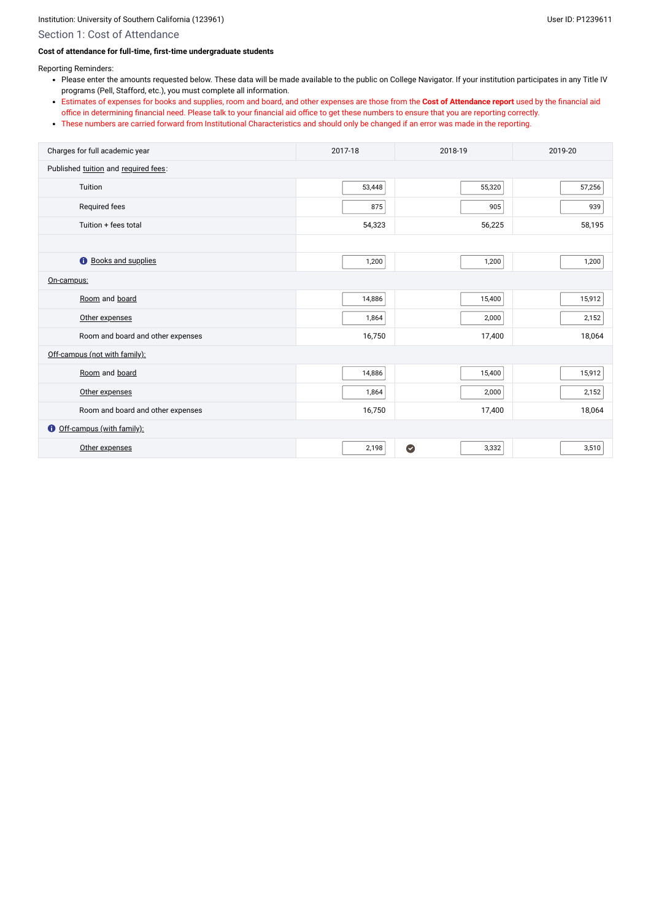Institution: University of Southern California (123961)

User ID: P1239611

## Section 1: Cost of Attendance

**Cost of attendance for full-time, first-time undergraduate students**

Reporting Reminders:

- Please enter the amounts requested below. These data will be made available to the public on College Navigator. If your institution participates in any Title IV programs (Pell, Stafford, etc.), you must complete all information.
- Estimates of expenses for books and supplies, room and board, and other expenses are those from the **Cost of Attendance report** used by the financial aid office in determining financial need. Please talk to your financial aid office to get these numbers to ensure that you are reporting correctly.
- These numbers are carried forward from Institutional Characteristics and should only be changed if an error was made in the reporting.

| Charges for full academic year | 2017-18 | 2018-19 | 2019-20 |
|---|---|---|---|
| Published tuition and required fees: | | | |
| Tuition | 53,448 | 55,320 | 57,256 |
| Required fees | 875 | 905 | 939 |
| Tuition + fees total | 54,323 | 56,225 | 58,195 |
| | | | |
| Books and supplies | 1,200 | 1,200 | 1,200 |
| On-campus: | | | |
| Room and board | 14,886 | 15,400 | 15,912 |
| Other expenses | 1,864 | 2,000 | 2,152 |
| Room and board and other expenses | 16,750 | 17,400 | 18,064 |
| Off-campus (not with family): | | | |
| Room and board | 14,886 | 15,400 | 15,912 |
| Other expenses | 1,864 | 2,000 | 2,152 |
| Room and board and other expenses | 16,750 | 17,400 | 18,064 |
| Off-campus (with family): | | | |
| Other expenses | 2,198 | 3,332 | 3,510 |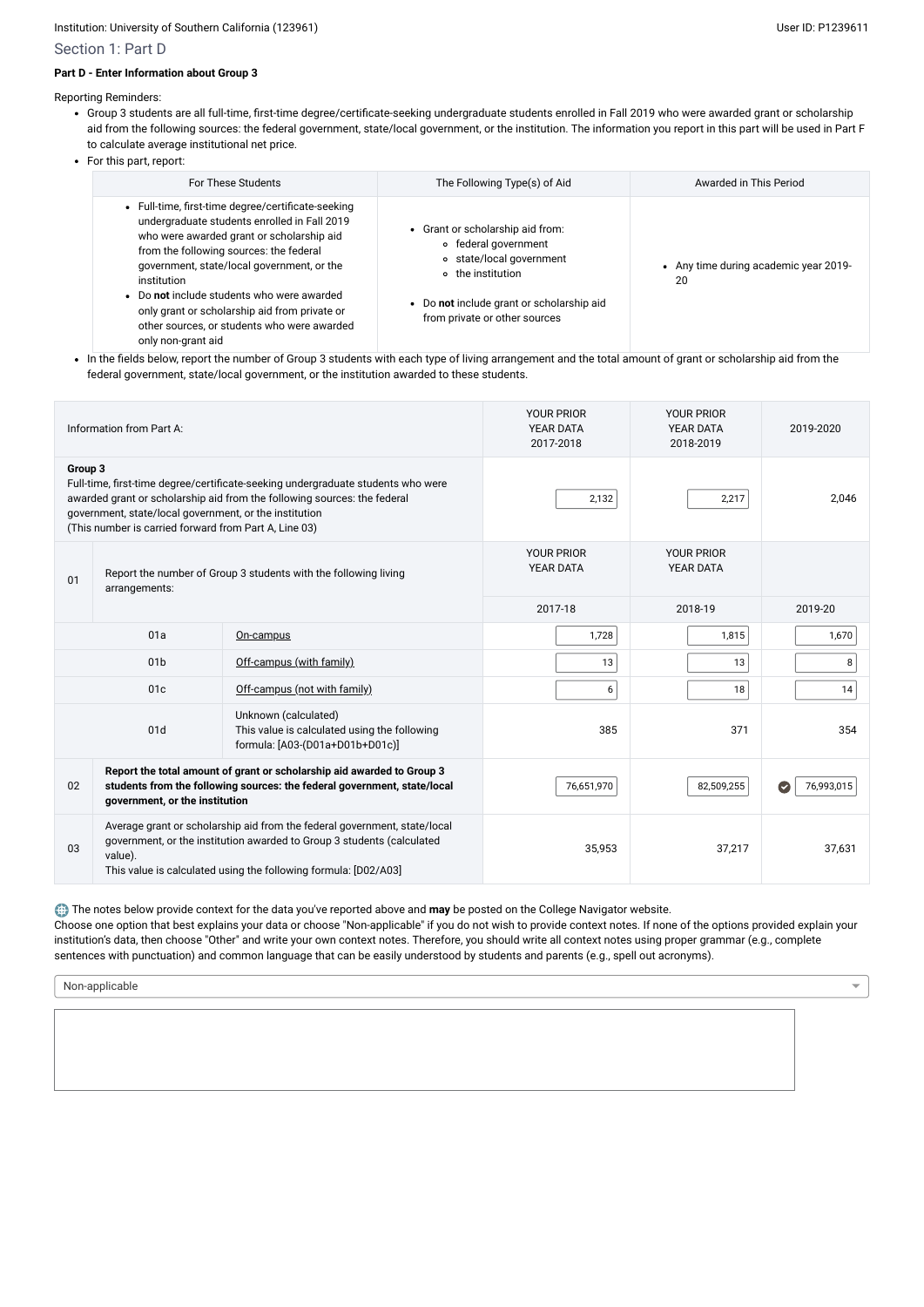Institution: University of Southern California (123961)

User ID: P1239611

## Section 1: Part D

**Part D - Enter Information about Group 3**

Reporting Reminders:

- Group 3 students are all full-time, first-time degree/certificate-seeking undergraduate students enrolled in Fall 2019 who were awarded grant or scholarship aid from the following sources: the federal government, state/local government, or the institution. The information you report in this part will be used in Part F to calculate average institutional net price.
- For this part, report:

| For These Students | The Following Type(s) of Aid | Awarded in This Period |
|---|---|---|
| • Full-time, first-time degree/certificate-seeking undergraduate students enrolled in Fall 2019 who were awarded grant or scholarship aid from the following sources: the federal government, state/local government, or the institution<br>• Do **not** include students who were awarded only grant or scholarship aid from private or other sources, or students who were awarded only non-grant aid | • Grant or scholarship aid from:<br>  ◦ federal government<br>  ◦ state/local government<br>  ◦ the institution<br>• Do **not** include grant or scholarship aid from private or other sources | • Any time during academic year 2019-20 |

- In the fields below, report the number of Group 3 students with each type of living arrangement and the total amount of grant or scholarship aid from the federal government, state/local government, or the institution awarded to these students.

| | | Information from Part A: | YOUR PRIOR YEAR DATA 2017-2018 | YOUR PRIOR YEAR DATA 2018-2019 | 2019-2020 |
|---|---|---|---|---|---|
| **Group 3** | | Full-time, first-time degree/certificate-seeking undergraduate students who were awarded grant or scholarship aid from the following sources: the federal government, state/local government, or the institution (This number is carried forward from Part A, Line 03) | 2,132 | 2,217 | 2,046 |
| 01 | | Report the number of Group 3 students with the following living arrangements: | YOUR PRIOR YEAR DATA 2017-18 | YOUR PRIOR YEAR DATA 2018-19 | 2019-20 |
| | 01a | On-campus | 1,728 | 1,815 | 1,670 |
| | 01b | Off-campus (with family) | 13 | 13 | 8 |
| | 01c | Off-campus (not with family) | 6 | 18 | 14 |
| | 01d | Unknown (calculated) This value is calculated using the following formula: [A03-(D01a+D01b+D01c)] | 385 | 371 | 354 |
| 02 | | **Report the total amount of grant or scholarship aid awarded to Group 3 students from the following sources: the federal government, state/local government, or the institution** | 76,651,970 | 82,509,255 | 76,993,015 |
| 03 | | Average grant or scholarship aid from the federal government, state/local government, or the institution awarded to Group 3 students (calculated value). This value is calculated using the following formula: [D02/A03] | 35,953 | 37,217 | 37,631 |

The notes below provide context for the data you've reported above and **may** be posted on the College Navigator website.
Choose one option that best explains your data or choose "Non-applicable" if you do not wish to provide context notes. If none of the options provided explain your institution's data, then choose "Other" and write your own context notes. Therefore, you should write all context notes using proper grammar (e.g., complete sentences with punctuation) and common language that can be easily understood by students and parents (e.g., spell out acronyms).

Non-applicable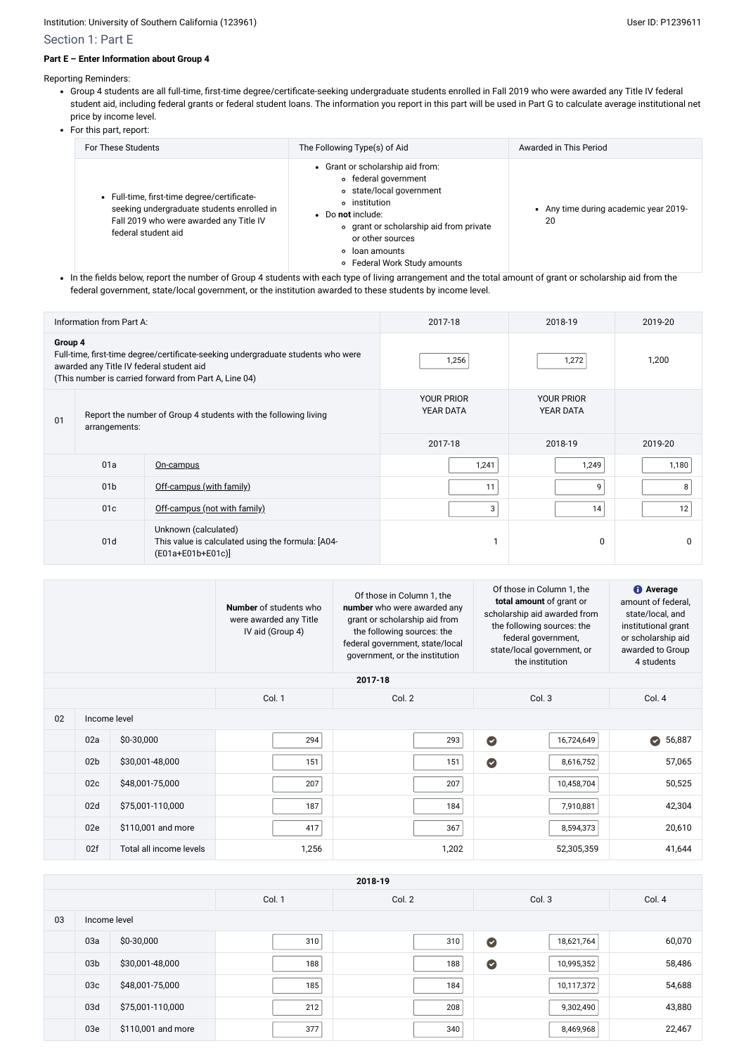Institution: University of Southern California (123961)

User ID: P1239611

## Section 1: Part E

**Part E – Enter Information about Group 4**

Reporting Reminders:

- Group 4 students are all full-time, first-time degree/certificate-seeking undergraduate students enrolled in Fall 2019 who were awarded any Title IV federal student aid, including federal grants or federal student loans. The information you report in this part will be used in Part G to calculate average institutional net price by income level.
- For this part, report:

| For These Students | The Following Type(s) of Aid | Awarded in This Period |
|---|---|---|
| Full-time, first-time degree/certificate-seeking undergraduate students enrolled in Fall 2019 who were awarded any Title IV federal student aid | Grant or scholarship aid from: federal government; state/local government; institution. Do **not** include: grant or scholarship aid from private or other sources; loan amounts; Federal Work Study amounts | Any time during academic year 2019-20 |

- In the fields below, report the number of Group 4 students with each type of living arrangement and the total amount of grant or scholarship aid from the federal government, state/local government, or the institution awarded to these students by income level.

| | Information from Part A: | | 2017-18 | 2018-19 | 2019-20 |
|---|---|---|---|---|---|
| | **Group 4** Full-time, first-time degree/certificate-seeking undergraduate students who were awarded any Title IV federal student aid (This number is carried forward from Part A, Line 04) | | 1,256 | 1,272 | 1,200 |
| 01 | Report the number of Group 4 students with the following living arrangements: | | YOUR PRIOR YEAR DATA 2017-18 | YOUR PRIOR YEAR DATA 2018-19 | 2019-20 |
| | 01a | On-campus | 1,241 | 1,249 | 1,180 |
| | 01b | Off-campus (with family) | 11 | 9 | 8 |
| | 01c | Off-campus (not with family) | 3 | 14 | 12 |
| | 01d | Unknown (calculated) This value is calculated using the formula: [A04-(E01a+E01b+E01c)] | 1 | 0 | 0 |

| | | | **Number** of students who were awarded any Title IV aid (Group 4) | Of those in Column 1, the **number** who were awarded any grant or scholarship aid from the following sources: the federal government, state/local government, or the institution | Of those in Column 1, the **total amount** of grant or scholarship aid awarded from the following sources: the federal government, state/local government, or the institution | **Average** amount of federal, state/local, and institutional grant or scholarship aid awarded to Group 4 students |
|---|---|---|---|---|---|---|
| **2017-18** | | | Col. 1 | Col. 2 | Col. 3 | Col. 4 |
| 02 | | Income level | | | | |
| | 02a | $0-30,000 | 294 | 293 | 16,724,649 | 56,887 |
| | 02b | $30,001-48,000 | 151 | 151 | 8,616,752 | 57,065 |
| | 02c | $48,001-75,000 | 207 | 207 | 10,458,704 | 50,525 |
| | 02d | $75,001-110,000 | 187 | 184 | 7,910,881 | 42,304 |
| | 02e | $110,001 and more | 417 | 367 | 8,594,373 | 20,610 |
| | 02f | Total all income levels | 1,256 | 1,202 | 52,305,359 | 41,644 |
| **2018-19** | | | Col. 1 | Col. 2 | Col. 3 | Col. 4 |
| 03 | | Income level | | | | |
| | 03a | $0-30,000 | 310 | 310 | 18,621,764 | 60,070 |
| | 03b | $30,001-48,000 | 188 | 188 | 10,995,352 | 58,486 |
| | 03c | $48,001-75,000 | 185 | 184 | 10,117,372 | 54,688 |
| | 03d | $75,001-110,000 | 212 | 208 | 9,302,490 | 43,880 |
| | 03e | $110,001 and more | 377 | 340 | 8,469,968 | 22,467 |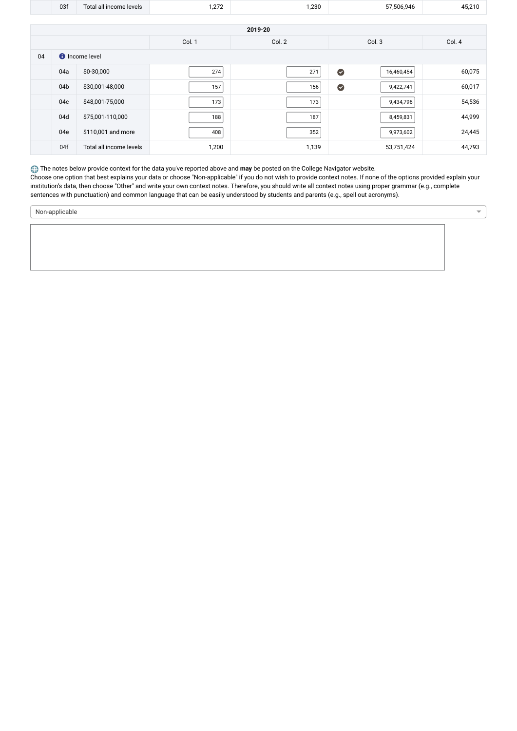| | 03f | Total all income levels | 1,272 | 1,230 | 57,506,946 | 45,210 |
|---|---|---|---|---|---|---|

| 2019-20 | | | | | | |
|---|---|---|---|---|---|---|
| | | | Col. 1 | Col. 2 | Col. 3 | Col. 4 |
| 04 | Income level | | | | | |
| | 04a | $0-30,000 | 274 | 271 | 16,460,454 | 60,075 |
| | 04b | $30,001-48,000 | 157 | 156 | 9,422,741 | 60,017 |
| | 04c | $48,001-75,000 | 173 | 173 | 9,434,796 | 54,536 |
| | 04d | $75,001-110,000 | 188 | 187 | 8,459,831 | 44,999 |
| | 04e | $110,001 and more | 408 | 352 | 9,973,602 | 24,445 |
| | 04f | Total all income levels | 1,200 | 1,139 | 53,751,424 | 44,793 |

The notes below provide context for the data you've reported above and **may** be posted on the College Navigator website.
Choose one option that best explains your data or choose "Non-applicable" if you do not wish to provide context notes. If none of the options provided explain your institution's data, then choose "Other" and write your own context notes. Therefore, you should write all context notes using proper grammar (e.g., complete sentences with punctuation) and common language that can be easily understood by students and parents (e.g., spell out acronyms).

Non-applicable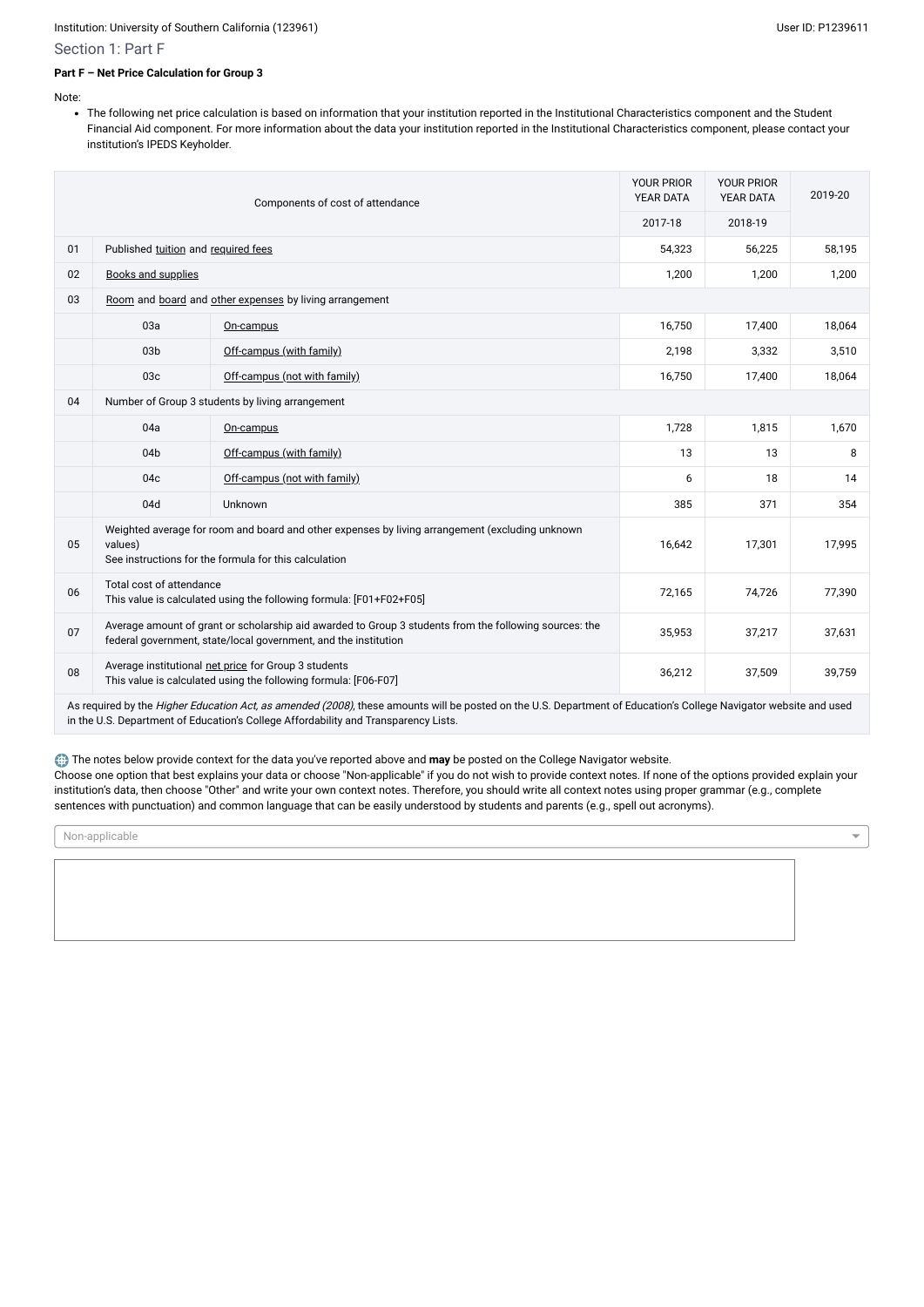Institution: University of Southern California (123961)

User ID: P1239611

## Section 1: Part F

**Part F – Net Price Calculation for Group 3**

Note:

- The following net price calculation is based on information that your institution reported in the Institutional Characteristics component and the Student Financial Aid component. For more information about the data your institution reported in the Institutional Characteristics component, please contact your institution's IPEDS Keyholder.

| | Components of cost of attendance | | YOUR PRIOR YEAR DATA 2017-18 | YOUR PRIOR YEAR DATA 2018-19 | 2019-20 |
|---|---|---|---|---|---|
| 01 | Published tuition and required fees | | 54,323 | 56,225 | 58,195 |
| 02 | Books and supplies | | 1,200 | 1,200 | 1,200 |
| 03 | Room and board and other expenses by living arrangement | | | | |
| | 03a | On-campus | 16,750 | 17,400 | 18,064 |
| | 03b | Off-campus (with family) | 2,198 | 3,332 | 3,510 |
| | 03c | Off-campus (not with family) | 16,750 | 17,400 | 18,064 |
| 04 | Number of Group 3 students by living arrangement | | | | |
| | 04a | On-campus | 1,728 | 1,815 | 1,670 |
| | 04b | Off-campus (with family) | 13 | 13 | 8 |
| | 04c | Off-campus (not with family) | 6 | 18 | 14 |
| | 04d | Unknown | 385 | 371 | 354 |
| 05 | Weighted average for room and board and other expenses by living arrangement (excluding unknown values) See instructions for the formula for this calculation | | 16,642 | 17,301 | 17,995 |
| 06 | Total cost of attendance This value is calculated using the following formula: [F01+F02+F05] | | 72,165 | 74,726 | 77,390 |
| 07 | Average amount of grant or scholarship aid awarded to Group 3 students from the following sources: the federal government, state/local government, and the institution | | 35,953 | 37,217 | 37,631 |
| 08 | Average institutional net price for Group 3 students This value is calculated using the following formula: [F06-F07] | | 36,212 | 37,509 | 39,759 |

As required by the *Higher Education Act, as amended (2008)*, these amounts will be posted on the U.S. Department of Education's College Navigator website and used in the U.S. Department of Education's College Affordability and Transparency Lists.

The notes below provide context for the data you've reported above and **may** be posted on the College Navigator website.
Choose one option that best explains your data or choose "Non-applicable" if you do not wish to provide context notes. If none of the options provided explain your institution's data, then choose "Other" and write your own context notes. Therefore, you should write all context notes using proper grammar (e.g., complete sentences with punctuation) and common language that can be easily understood by students and parents (e.g., spell out acronyms).

Non-applicable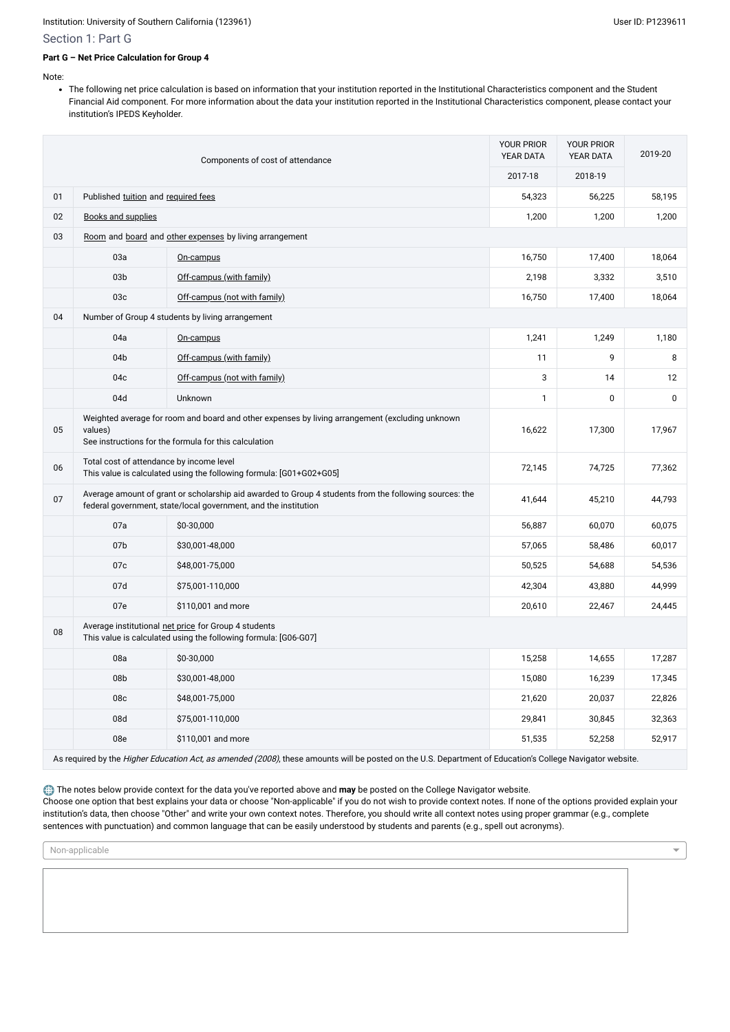Institution: University of Southern California (123961) User ID: P1239611

## Section 1: Part G

### Part G – Net Price Calculation for Group 4

Note:

- The following net price calculation is based on information that your institution reported in the Institutional Characteristics component and the Student Financial Aid component. For more information about the data your institution reported in the Institutional Characteristics component, please contact your institution's IPEDS Keyholder.

| | Components of cost of attendance | | YOUR PRIOR YEAR DATA | YOUR PRIOR YEAR DATA | 2019-20 |
|---|---|---|---|---|---|
| | | | 2017-18 | 2018-19 | |
| 01 | Published tuition and required fees | | 54,323 | 56,225 | 58,195 |
| 02 | Books and supplies | | 1,200 | 1,200 | 1,200 |
| 03 | Room and board and other expenses by living arrangement | | | | |
| | 03a | On-campus | 16,750 | 17,400 | 18,064 |
| | 03b | Off-campus (with family) | 2,198 | 3,332 | 3,510 |
| | 03c | Off-campus (not with family) | 16,750 | 17,400 | 18,064 |
| 04 | Number of Group 4 students by living arrangement | | | | |
| | 04a | On-campus | 1,241 | 1,249 | 1,180 |
| | 04b | Off-campus (with family) | 11 | 9 | 8 |
| | 04c | Off-campus (not with family) | 3 | 14 | 12 |
| | 04d | Unknown | 1 | 0 | 0 |
| 05 | Weighted average for room and board and other expenses by living arrangement (excluding unknown values)<br>See instructions for the formula for this calculation | | 16,622 | 17,300 | 17,967 |
| 06 | Total cost of attendance by income level<br>This value is calculated using the following formula: [G01+G02+G05] | | 72,145 | 74,725 | 77,362 |
| 07 | Average amount of grant or scholarship aid awarded to Group 4 students from the following sources: the federal government, state/local government, and the institution | | 41,644 | 45,210 | 44,793 |
| | 07a | $0-30,000 | 56,887 | 60,070 | 60,075 |
| | 07b | $30,001-48,000 | 57,065 | 58,486 | 60,017 |
| | 07c | $48,001-75,000 | 50,525 | 54,688 | 54,536 |
| | 07d | $75,001-110,000 | 42,304 | 43,880 | 44,999 |
| | 07e | $110,001 and more | 20,610 | 22,467 | 24,445 |
| 08 | Average institutional net price for Group 4 students<br>This value is calculated using the following formula: [G06-G07] | | | | |
| | 08a | $0-30,000 | 15,258 | 14,655 | 17,287 |
| | 08b | $30,001-48,000 | 15,080 | 16,239 | 17,345 |
| | 08c | $48,001-75,000 | 21,620 | 20,037 | 22,826 |
| | 08d | $75,001-110,000 | 29,841 | 30,845 | 32,363 |
| | 08e | $110,001 and more | 51,535 | 52,258 | 52,917 |

As required by the *Higher Education Act, as amended (2008)*, these amounts will be posted on the U.S. Department of Education's College Navigator website.

The notes below provide context for the data you've reported above and **may** be posted on the College Navigator website.
Choose one option that best explains your data or choose "Non-applicable" if you do not wish to provide context notes. If none of the options provided explain your institution's data, then choose "Other" and write your own context notes. Therefore, you should write all context notes using proper grammar (e.g., complete sentences with punctuation) and common language that can be easily understood by students and parents (e.g., spell out acronyms).

Non-applicable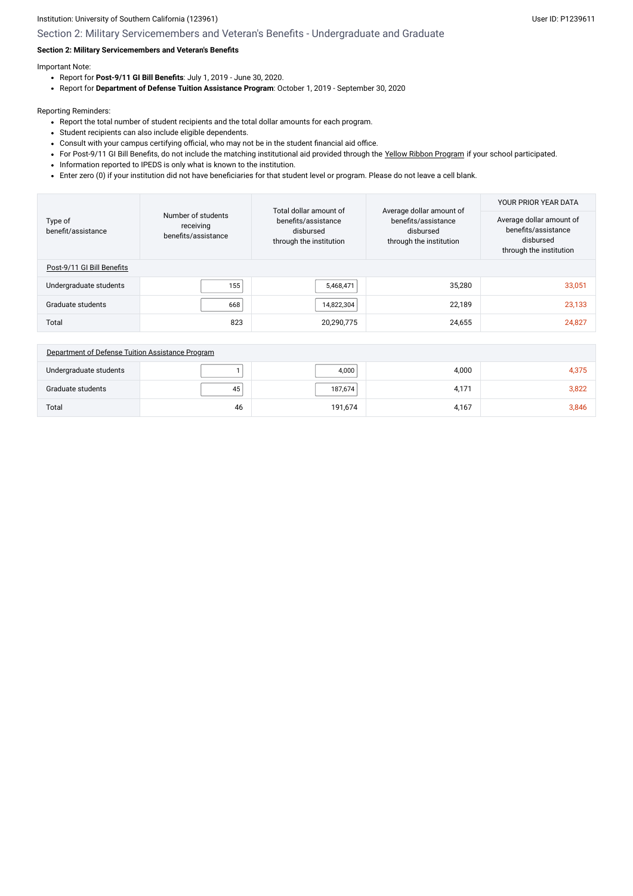Institution: University of Southern California (123961)

User ID: P1239611

## Section 2: Military Servicemembers and Veteran's Benefits - Undergraduate and Graduate

**Section 2: Military Servicemembers and Veteran's Benefits**

Important Note:

- Report for **Post-9/11 GI Bill Benefits**: July 1, 2019 - June 30, 2020.
- Report for **Department of Defense Tuition Assistance Program**: October 1, 2019 - September 30, 2020

Reporting Reminders:

- Report the total number of student recipients and the total dollar amounts for each program.
- Student recipients can also include eligible dependents.
- Consult with your campus certifying official, who may not be in the student financial aid office.
- For Post-9/11 GI Bill Benefits, do not include the matching institutional aid provided through the Yellow Ribbon Program if your school participated.
- Information reported to IPEDS is only what is known to the institution.
- Enter zero (0) if your institution did not have beneficiaries for that student level or program. Please do not leave a cell blank.

| Type of benefit/assistance | Number of students receiving benefits/assistance | Total dollar amount of benefits/assistance disbursed through the institution | Average dollar amount of benefits/assistance disbursed through the institution | YOUR PRIOR YEAR DATA Average dollar amount of benefits/assistance disbursed through the institution |
|---|---|---|---|---|
| Post-9/11 GI Bill Benefits | | | | |
| Undergraduate students | 155 | 5,468,471 | 35,280 | 33,051 |
| Graduate students | 668 | 14,822,304 | 22,189 | 23,133 |
| Total | 823 | 20,290,775 | 24,655 | 24,827 |
| Department of Defense Tuition Assistance Program | | | | |
| Undergraduate students | 1 | 4,000 | 4,000 | 4,375 |
| Graduate students | 45 | 187,674 | 4,171 | 3,822 |
| Total | 46 | 191,674 | 4,167 | 3,846 |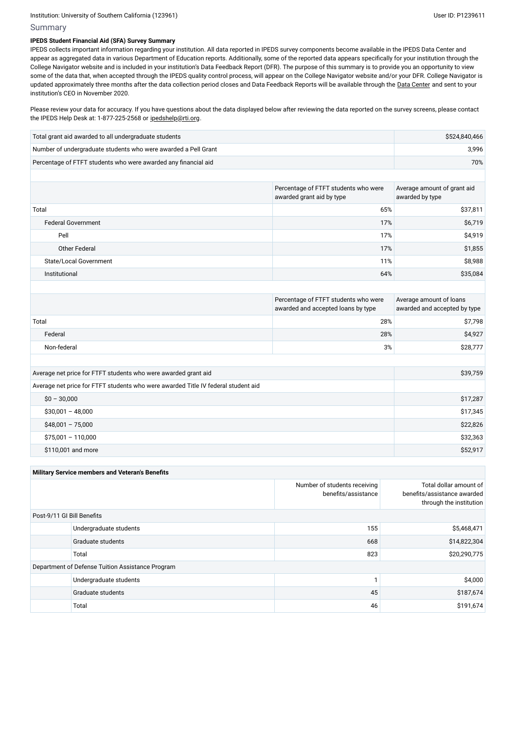## Summary

**IPEDS Student Financial Aid (SFA) Survey Summary**

IPEDS collects important information regarding your institution. All data reported in IPEDS survey components become available in the IPEDS Data Center and appear as aggregated data in various Department of Education reports. Additionally, some of the reported data appears specifically for your institution through the College Navigator website and is included in your institution's Data Feedback Report (DFR). The purpose of this summary is to provide you an opportunity to view some of the data that, when accepted through the IPEDS quality control process, will appear on the College Navigator website and/or your DFR. College Navigator is updated approximately three months after the data collection period closes and Data Feedback Reports will be available through the Data Center and sent to your institution's CEO in November 2020.

Please review your data for accuracy. If you have questions about the data displayed below after reviewing the data reported on the survey screens, please contact the IPEDS Help Desk at: 1-877-225-2568 or ipedshelp@rti.org.

| | |
|---|---|
| Total grant aid awarded to all undergraduate students | $524,840,466 |
| Number of undergraduate students who were awarded a Pell Grant | 3,996 |
| Percentage of FTFT students who were awarded any financial aid | 70% |

| | Percentage of FTFT students who were awarded grant aid by type | Average amount of grant aid awarded by type |
|---|---|---|
| Total | 65% | $37,811 |
| Federal Government | 17% | $6,719 |
| Pell | 17% | $4,919 |
| Other Federal | 17% | $1,855 |
| State/Local Government | 11% | $8,988 |
| Institutional | 64% | $35,084 |

| | Percentage of FTFT students who were awarded and accepted loans by type | Average amount of loans awarded and accepted by type |
|---|---|---|
| Total | 28% | $7,798 |
| Federal | 28% | $4,927 |
| Non-federal | 3% | $28,777 |

| | |
|---|---|
| Average net price for FTFT students who were awarded grant aid | $39,759 |
| Average net price for FTFT students who were awarded Title IV federal student aid | |
| $0 – 30,000 | $17,287 |
| $30,001 – 48,000 | $17,345 |
| $48,001 – 75,000 | $22,826 |
| $75,001 – 110,000 | $32,363 |
| $110,001 and more | $52,917 |

**Military Service members and Veteran's Benefits**

| | | Number of students receiving benefits/assistance | Total dollar amount of benefits/assistance awarded through the institution |
|---|---|---|---|
| Post-9/11 GI Bill Benefits | | | |
| | Undergraduate students | 155 | $5,468,471 |
| | Graduate students | 668 | $14,822,304 |
| | Total | 823 | $20,290,775 |
| Department of Defense Tuition Assistance Program | | | |
| | Undergraduate students | 1 | $4,000 |
| | Graduate students | 45 | $187,674 |
| | Total | 46 | $191,674 |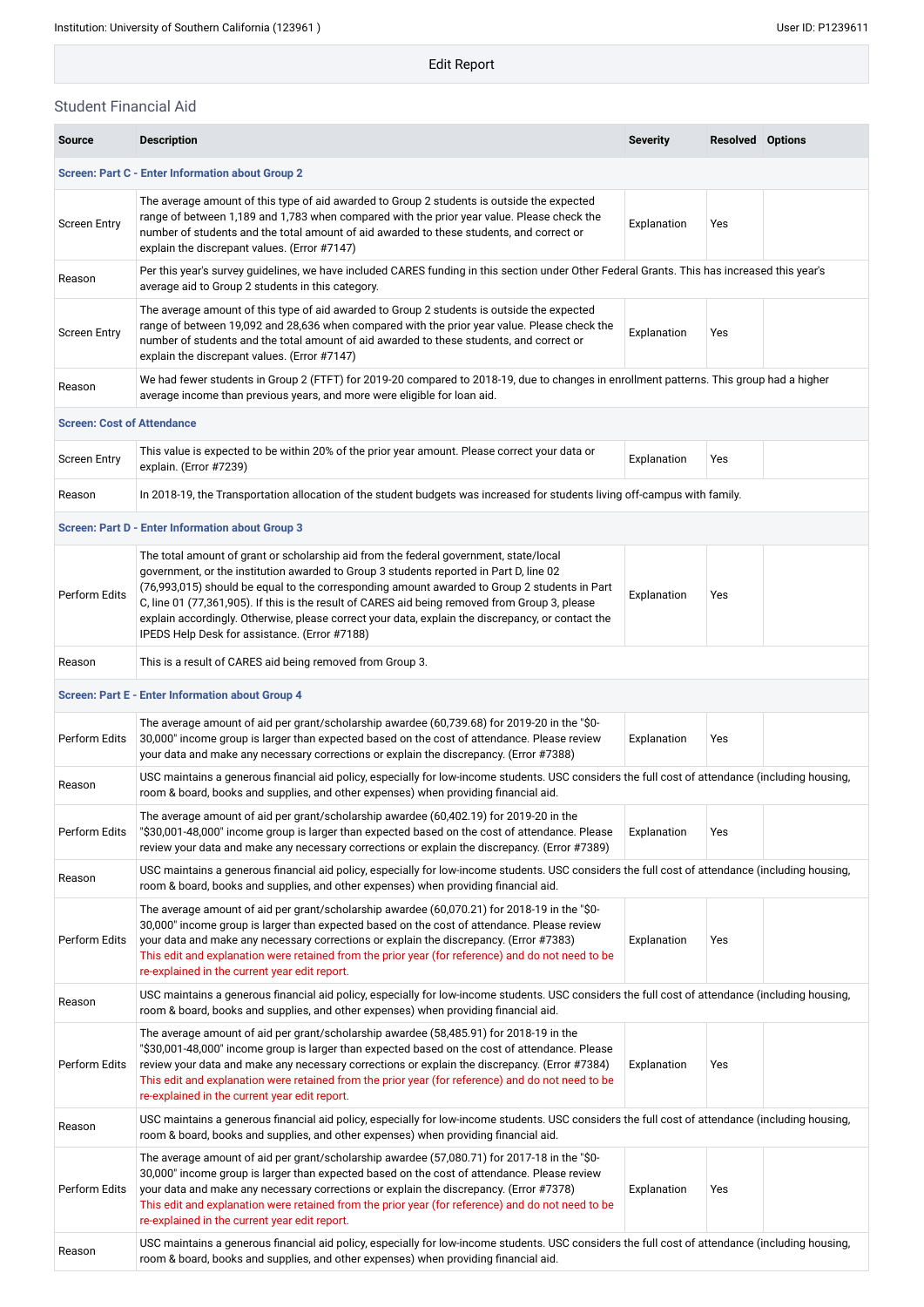Institution: University of Southern California (123961 )

User ID: P1239611

Edit Report

## Student Financial Aid

| Source | Description | Severity | Resolved | Options |
|---|---|---|---|---|
| **Screen: Part C - Enter Information about Group 2** | | | | |
| Screen Entry | The average amount of this type of aid awarded to Group 2 students is outside the expected range of between 1,189 and 1,783 when compared with the prior year value. Please check the number of students and the total amount of aid awarded to these students, and correct or explain the discrepant values. (Error #7147) | Explanation | Yes | |
| Reason | Per this year's survey guidelines, we have included CARES funding in this section under Other Federal Grants. This has increased this year's average aid to Group 2 students in this category. | | | |
| Screen Entry | The average amount of this type of aid awarded to Group 2 students is outside the expected range of between 19,092 and 28,636 when compared with the prior year value. Please check the number of students and the total amount of aid awarded to these students, and correct or explain the discrepant values. (Error #7147) | Explanation | Yes | |
| Reason | We had fewer students in Group 2 (FTFT) for 2019-20 compared to 2018-19, due to changes in enrollment patterns. This group had a higher average income than previous years, and more were eligible for loan aid. | | | |
| **Screen: Cost of Attendance** | | | | |
| Screen Entry | This value is expected to be within 20% of the prior year amount. Please correct your data or explain. (Error #7239) | Explanation | Yes | |
| Reason | In 2018-19, the Transportation allocation of the student budgets was increased for students living off-campus with family. | | | |
| **Screen: Part D - Enter Information about Group 3** | | | | |
| Perform Edits | The total amount of grant or scholarship aid from the federal government, state/local government, or the institution awarded to Group 3 students reported in Part D, line 02 (76,993,015) should be equal to the corresponding amount awarded to Group 2 students in Part C, line 01 (77,361,905). If this is the result of CARES aid being removed from Group 3, please explain accordingly. Otherwise, please correct your data, explain the discrepancy, or contact the IPEDS Help Desk for assistance. (Error #7188) | Explanation | Yes | |
| Reason | This is a result of CARES aid being removed from Group 3. | | | |
| **Screen: Part E - Enter Information about Group 4** | | | | |
| Perform Edits | The average amount of aid per grant/scholarship awardee (60,739.68) for 2019-20 in the "$0-30,000" income group is larger than expected based on the cost of attendance. Please review your data and make any necessary corrections or explain the discrepancy. (Error #7388) | Explanation | Yes | |
| Reason | USC maintains a generous financial aid policy, especially for low-income students. USC considers the full cost of attendance (including housing, room & board, books and supplies, and other expenses) when providing financial aid. | | | |
| Perform Edits | The average amount of aid per grant/scholarship awardee (60,402.19) for 2019-20 in the "$30,001-48,000" income group is larger than expected based on the cost of attendance. Please review your data and make any necessary corrections or explain the discrepancy. (Error #7389) | Explanation | Yes | |
| Reason | USC maintains a generous financial aid policy, especially for low-income students. USC considers the full cost of attendance (including housing, room & board, books and supplies, and other expenses) when providing financial aid. | | | |
| Perform Edits | The average amount of aid per grant/scholarship awardee (60,070.21) for 2018-19 in the "$0-30,000" income group is larger than expected based on the cost of attendance. Please review your data and make any necessary corrections or explain the discrepancy. (Error #7383) This edit and explanation were retained from the prior year (for reference) and do not need to be re-explained in the current year edit report. | Explanation | Yes | |
| Reason | USC maintains a generous financial aid policy, especially for low-income students. USC considers the full cost of attendance (including housing, room & board, books and supplies, and other expenses) when providing financial aid. | | | |
| Perform Edits | The average amount of aid per grant/scholarship awardee (58,485.91) for 2018-19 in the "$30,001-48,000" income group is larger than expected based on the cost of attendance. Please review your data and make any necessary corrections or explain the discrepancy. (Error #7384) This edit and explanation were retained from the prior year (for reference) and do not need to be re-explained in the current year edit report. | Explanation | Yes | |
| Reason | USC maintains a generous financial aid policy, especially for low-income students. USC considers the full cost of attendance (including housing, room & board, books and supplies, and other expenses) when providing financial aid. | | | |
| Perform Edits | The average amount of aid per grant/scholarship awardee (57,080.71) for 2017-18 in the "$0-30,000" income group is larger than expected based on the cost of attendance. Please review your data and make any necessary corrections or explain the discrepancy. (Error #7378) This edit and explanation were retained from the prior year (for reference) and do not need to be re-explained in the current year edit report. | Explanation | Yes | |
| Reason | USC maintains a generous financial aid policy, especially for low-income students. USC considers the full cost of attendance (including housing, room & board, books and supplies, and other expenses) when providing financial aid. | | | |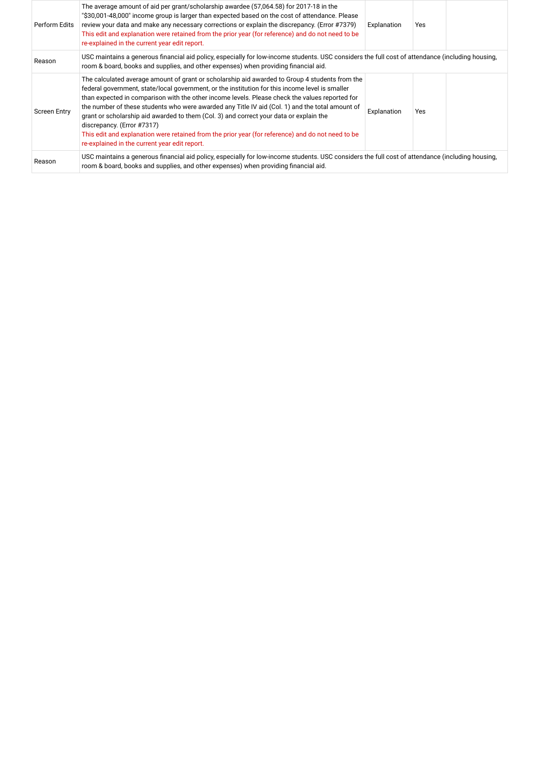| | | | | |
|---|---|---|---|---|
| Perform Edits | The average amount of aid per grant/scholarship awardee (57,064.58) for 2017-18 in the "$30,001-48,000" income group is larger than expected based on the cost of attendance. Please review your data and make any necessary corrections or explain the discrepancy. (Error #7379) This edit and explanation were retained from the prior year (for reference) and do not need to be re-explained in the current year edit report. | Explanation | Yes | |
| Reason | USC maintains a generous financial aid policy, especially for low-income students. USC considers the full cost of attendance (including housing, room & board, books and supplies, and other expenses) when providing financial aid. | | | |
| Screen Entry | The calculated average amount of grant or scholarship aid awarded to Group 4 students from the federal government, state/local government, or the institution for this income level is smaller than expected in comparison with the other income levels. Please check the values reported for the number of these students who were awarded any Title IV aid (Col. 1) and the total amount of grant or scholarship aid awarded to them (Col. 3) and correct your data or explain the discrepancy. (Error #7317) This edit and explanation were retained from the prior year (for reference) and do not need to be re-explained in the current year edit report. | Explanation | Yes | |
| Reason | USC maintains a generous financial aid policy, especially for low-income students. USC considers the full cost of attendance (including housing, room & board, books and supplies, and other expenses) when providing financial aid. | | | |